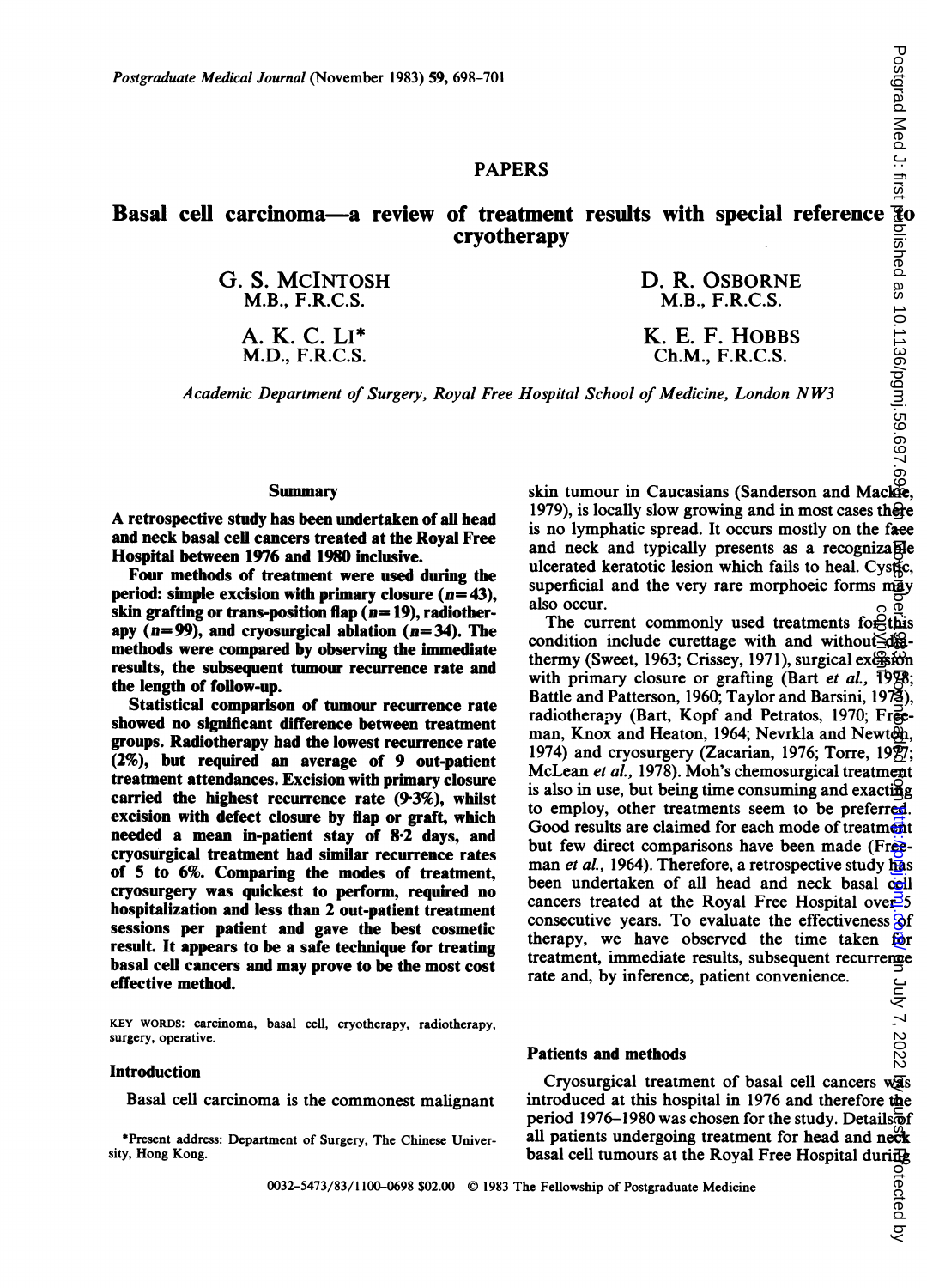PAPERS

# Basal cell carcinoma—a review of treatment results with special reference to cryotherapy

G. S. McIntosh
M.B., F.R.C.S.

D. R. Osborne
M.B., F.R.C.S.

A. K. C. Li*
M.D., F.R.C.S.

K. E. F. Hobbs
Ch.M., F.R.C.S.

*Academic Department of Surgery, Royal Free Hospital School of Medicine, London NW3*

## Summary

**A retrospective study has been undertaken of all head and neck basal cell cancers treated at the Royal Free Hospital between 1976 and 1980 inclusive.**

**Four methods of treatment were used during the period: simple excision with primary closure ($n=43$), skin grafting or trans-position flap ($n=19$), radiotherapy ($n=99$), and cryosurgical ablation ($n=34$). The methods were compared by observing the immediate results, the subsequent tumour recurrence rate and the length of follow-up.**

**Statistical comparison of tumour recurrence rate showed no significant difference between treatment groups. Radiotherapy had the lowest recurrence rate (2%), but required an average of 9 out-patient treatment attendances. Excision with primary closure carried the highest recurrence rate (9·3%), whilst excision with defect closure by flap or graft, which needed a mean in-patient stay of 8·2 days, and cryosurgical treatment had similar recurrence rates of 5 to 6%. Comparing the modes of treatment, cryosurgery was quickest to perform, required no hospitalization and less than 2 out-patient treatment sessions per patient and gave the best cosmetic result. It appears to be a safe technique for treating basal cell cancers and may prove to be the most cost effective method.**

KEY WORDS: carcinoma, basal cell, cryotherapy, radiotherapy, surgery, operative.

## Introduction

Basal cell carcinoma is the commonest malignant skin tumour in Caucasians (Sanderson and Mackie, 1979), is locally slow growing and in most cases there is no lymphatic spread. It occurs mostly on the face and neck and typically presents as a recognizable ulcerated keratotic lesion which fails to heal. Cystic, superficial and the very rare morphoeic forms may also occur.

The current commonly used treatments for this condition include curettage with and without diathermy (Sweet, 1963; Crissey, 1971), surgical excision with primary closure or grafting (Bart *et al.*, 1978; Battle and Patterson, 1960; Taylor and Barsini, 1973), radiotherapy (Bart, Kopf and Petratos, 1970; Freeman, Knox and Heaton, 1964; Nevrkla and Newton, 1974) and cryosurgery (Zacarian, 1976; Torre, 1977; McLean *et al.*, 1978). Moh's chemosurgical treatment is also in use, but being time consuming and exacting to employ, other treatments seem to be preferred. Good results are claimed for each mode of treatment but few direct comparisons have been made (Freeman *et al.*, 1964). Therefore, a retrospective study has been undertaken of all head and neck basal cell cancers treated at the Royal Free Hospital over 5 consecutive years. To evaluate the effectiveness of therapy, we have observed the time taken for treatment, immediate results, subsequent recurrence rate and, by inference, patient convenience.

## Patients and methods

Cryosurgical treatment of basal cell cancers was introduced at this hospital in 1976 and therefore the period 1976–1980 was chosen for the study. Details of all patients undergoing treatment for head and neck basal cell tumours at the Royal Free Hospital during

*Present address: Department of Surgery, The Chinese University, Hong Kong.

0032-5473/83/1100-0698 $02.00 © 1983 The Fellowship of Postgraduate Medicine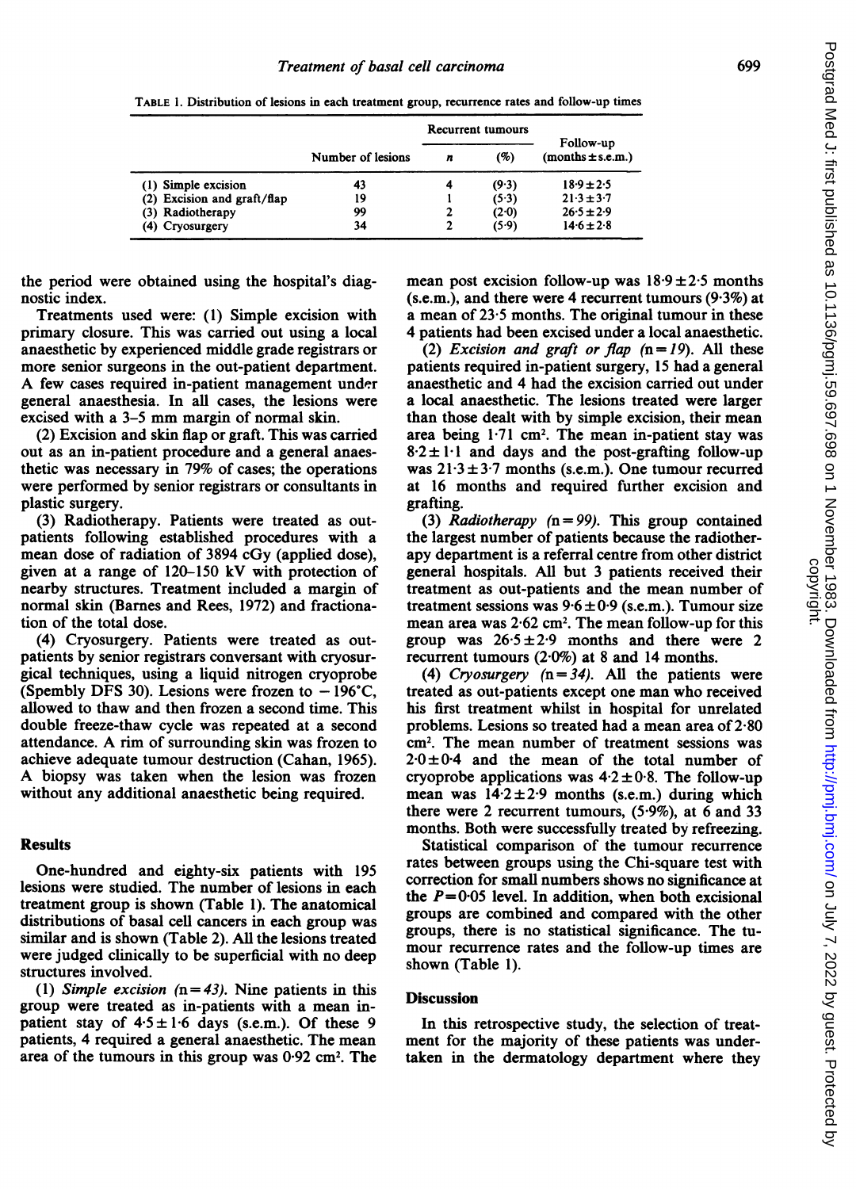TABLE 1. Distribution of lesions in each treatment group, recurrence rates and follow-up times

| | Number of lesions | Recurrent tumours | | Follow-up (months ± s.e.m.) |
|---|---|---|---|---|
| | | *n* | (%) | |
| (1) Simple excision | 43 | 4 | (9·3) | 18·9 ± 2·5 |
| (2) Excision and graft/flap | 19 | 1 | (5·3) | 21·3 ± 3·7 |
| (3) Radiotherapy | 99 | 2 | (2·0) | 26·5 ± 2·9 |
| (4) Cryosurgery | 34 | 2 | (5·9) | 14·6 ± 2·8 |

the period were obtained using the hospital's diagnostic index.

Treatments used were: (1) Simple excision with primary closure. This was carried out using a local anaesthetic by experienced middle grade registrars or more senior surgeons in the out-patient department. A few cases required in-patient management under general anaesthesia. In all cases, the lesions were excised with a 3–5 mm margin of normal skin.

(2) Excision and skin flap or graft. This was carried out as an in-patient procedure and a general anaesthetic was necessary in 79% of cases; the operations were performed by senior registrars or consultants in plastic surgery.

(3) Radiotherapy. Patients were treated as out-patients following established procedures with a mean dose of radiation of 3894 cGy (applied dose), given at a range of 120–150 kV with protection of nearby structures. Treatment included a margin of normal skin (Barnes and Rees, 1972) and fractionation of the total dose.

(4) Cryosurgery. Patients were treated as out-patients by senior registrars conversant with cryosurgical techniques, using a liquid nitrogen cryoprobe (Spembly DFS 30). Lesions were frozen to − 196°C, allowed to thaw and then frozen a second time. This double freeze-thaw cycle was repeated at a second attendance. A rim of surrounding skin was frozen to achieve adequate tumour destruction (Cahan, 1965). A biopsy was taken when the lesion was frozen without any additional anaesthetic being required.

## Results

One-hundred and eighty-six patients with 195 lesions were studied. The number of lesions in each treatment group is shown (Table 1). The anatomical distributions of basal cell cancers in each group was similar and is shown (Table 2). All the lesions treated were judged clinically to be superficial with no deep structures involved.

(1) *Simple excision* (n = 43). Nine patients in this group were treated as in-patients with a mean in-patient stay of 4·5 ± 1·6 days (s.e.m.). Of these 9 patients, 4 required a general anaesthetic. The mean area of the tumours in this group was 0·92 cm². The mean post excision follow-up was 18·9 ± 2·5 months (s.e.m.), and there were 4 recurrent tumours (9·3%) at a mean of 23·5 months. The original tumour in these 4 patients had been excised under a local anaesthetic.

(2) *Excision and graft or flap* (n = 19). All these patients required in-patient surgery, 15 had a general anaesthetic and 4 had the excision carried out under a local anaesthetic. The lesions treated were larger than those dealt with by simple excision, their mean area being 1·71 cm². The mean in-patient stay was 8·2 ± 1·1 and days and the post-grafting follow-up was 21·3 ± 3·7 months (s.e.m.). One tumour recurred at 16 months and required further excision and grafting.

(3) *Radiotherapy* (n = 99). This group contained the largest number of patients because the radiotherapy department is a referral centre from other district general hospitals. All but 3 patients received their treatment as out-patients and the mean number of treatment sessions was 9·6 ± 0·9 (s.e.m.). Tumour size mean area was 2·62 cm². The mean follow-up for this group was 26·5 ± 2·9 months and there were 2 recurrent tumours (2·0%) at 8 and 14 months.

(4) *Cryosurgery* (n = 34). All the patients were treated as out-patients except one man who received his first treatment whilst in hospital for unrelated problems. Lesions so treated had a mean area of 2·80 cm². The mean number of treatment sessions was 2·0 ± 0·4 and the mean of the total number of cryoprobe applications was 4·2 ± 0·8. The follow-up mean was 14·2 ± 2·9 months (s.e.m.) during which there were 2 recurrent tumours, (5·9%), at 6 and 33 months. Both were successfully treated by refreezing.

Statistical comparison of the tumour recurrence rates between groups using the Chi-square test with correction for small numbers shows no significance at the $P = 0·05$ level. In addition, when both excisional groups are combined and compared with the other groups, there is no statistical significance. The tumour recurrence rates and the follow-up times are shown (Table 1).

## Discussion

In this retrospective study, the selection of treatment for the majority of these patients was undertaken in the dermatology department where they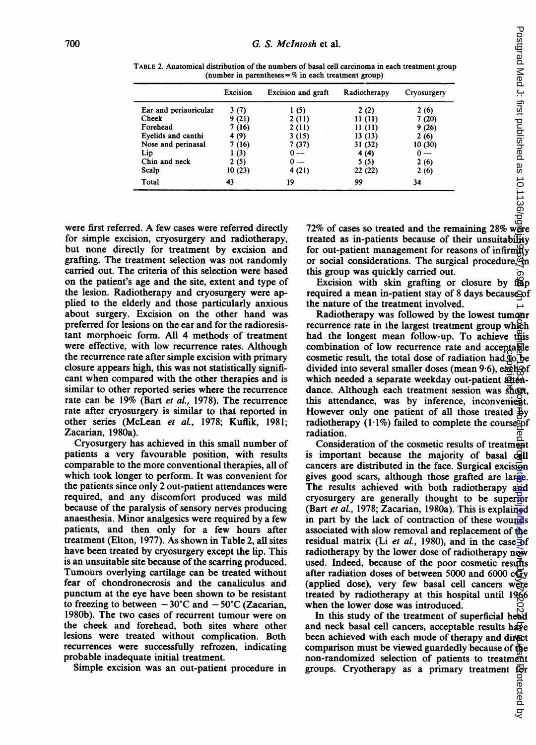TABLE 2. Anatomical distribution of the numbers of basal cell carcinoma in each treatment group (number in parentheses = % in each treatment group)

| | Excision | Excision and graft | Radiotherapy | Cryosurgery |
|---|---|---|---|---|
| Ear and periauricular | 3 (7) | 1 (5) | 2 (2) | 2 (6) |
| Cheek | 9 (21) | 2 (11) | 11 (11) | 7 (20) |
| Forehead | 7 (16) | 2 (11) | 11 (11) | 9 (26) |
| Eyelids and canthi | 4 (9) | 3 (15) | 13 (13) | 2 (6) |
| Nose and perinasal | 7 (16) | 7 (37) | 31 (32) | 10 (30) |
| Lip | 1 (3) | 0 — | 4 (4) | 0 — |
| Chin and neck | 2 (5) | 0 — | 5 (5) | 2 (6) |
| Scalp | 10 (23) | 4 (21) | 22 (22) | 2 (6) |
| Total | 43 | 19 | 99 | 34 |

were first referred. A few cases were referred directly for simple excision, cryosurgery and radiotherapy, but none directly for treatment by excision and grafting. The treatment selection was not randomly carried out. The criteria of this selection were based on the patient's age and the site, extent and type of the lesion. Radiotherapy and cryosurgery were applied to the elderly and those particularly anxious about surgery. Excision on the other hand was preferred for lesions on the ear and for the radioresistant morphoeic form. All 4 methods of treatment were effective, with low recurrence rates. Although the recurrence rate after simple excision with primary closure appears high, this was not statistically significant when compared with the other therapies and is similar to other reported series where the recurrence rate can be 19% (Bart *et al.*, 1978). The recurrence rate after cryosurgery is similar to that reported in other series (McLean *et al.*, 1978; Kuflik, 1981; Zacarian, 1980a).

Cryosurgery has achieved in this small number of patients a very favourable position, with results comparable to the more conventional therapies, all of which took longer to perform. It was convenient for the patients since only 2 out-patient attendances were required, and any discomfort produced was mild because of the paralysis of sensory nerves producing anaesthesia. Minor analgesics were required by a few patients, and then only for a few hours after treatment (Elton, 1977). As shown in Table 2, all sites have been treated by cryosurgery except the lip. This is an unsuitable site because of the scarring produced. Tumours overlying cartilage can be treated without fear of chondronecrosis and the canaliculus and punctum at the eye have been shown to be resistant to freezing to between −30°C and −50°C (Zacarian, 1980b). The two cases of recurrent tumour were on the cheek and forehead, both sites where other lesions were treated without complication. Both recurrences were successfully refrozen, indicating probable inadequate initial treatment.

Simple excision was an out-patient procedure in 72% of cases so treated and the remaining 28% were treated as in-patients because of their unsuitability for out-patient management for reasons of infirmity or social considerations. The surgical procedure in this group was quickly carried out.

Excision with skin grafting or closure by flap required a mean in-patient stay of 8 days because of the nature of the treatment involved.

Radiotherapy was followed by the lowest tumour recurrence rate in the largest treatment group which had the longest mean follow-up. To achieve this combination of low recurrence rate and acceptable cosmetic result, the total dose of radiation had to be divided into several smaller doses (mean 9·6), each of which needed a separate weekday out-patient attendance. Although each treatment session was short, this attendance, was by inference, inconvenient. However only one patient of all those treated by radiotherapy (1·1%) failed to complete the course of radiation.

Consideration of the cosmetic results of treatment is important because the majority of basal cell cancers are distributed in the face. Surgical excision gives good scars, although those grafted are large. The results achieved with both radiotherapy and cryosurgery are generally thought to be superior (Bart *et al.*, 1978; Zacarian, 1980a). This is explained in part by the lack of contraction of these wounds associated with slow removal and replacement of the residual matrix (Li *et al.*, 1980), and in the case of radiotherapy by the lower dose of radiotherapy now used. Indeed, because of the poor cosmetic results after radiation doses of between 5000 and 6000 cGy (applied dose), very few basal cell cancers were treated by radiotherapy at this hospital until 1966 when the lower dose was introduced.

In this study of the treatment of superficial head and neck basal cell cancers, acceptable results have been achieved with each mode of therapy and direct comparison must be viewed guardedly because of the non-randomized selection of patients to treatment groups. Cryotherapy as a primary treatment for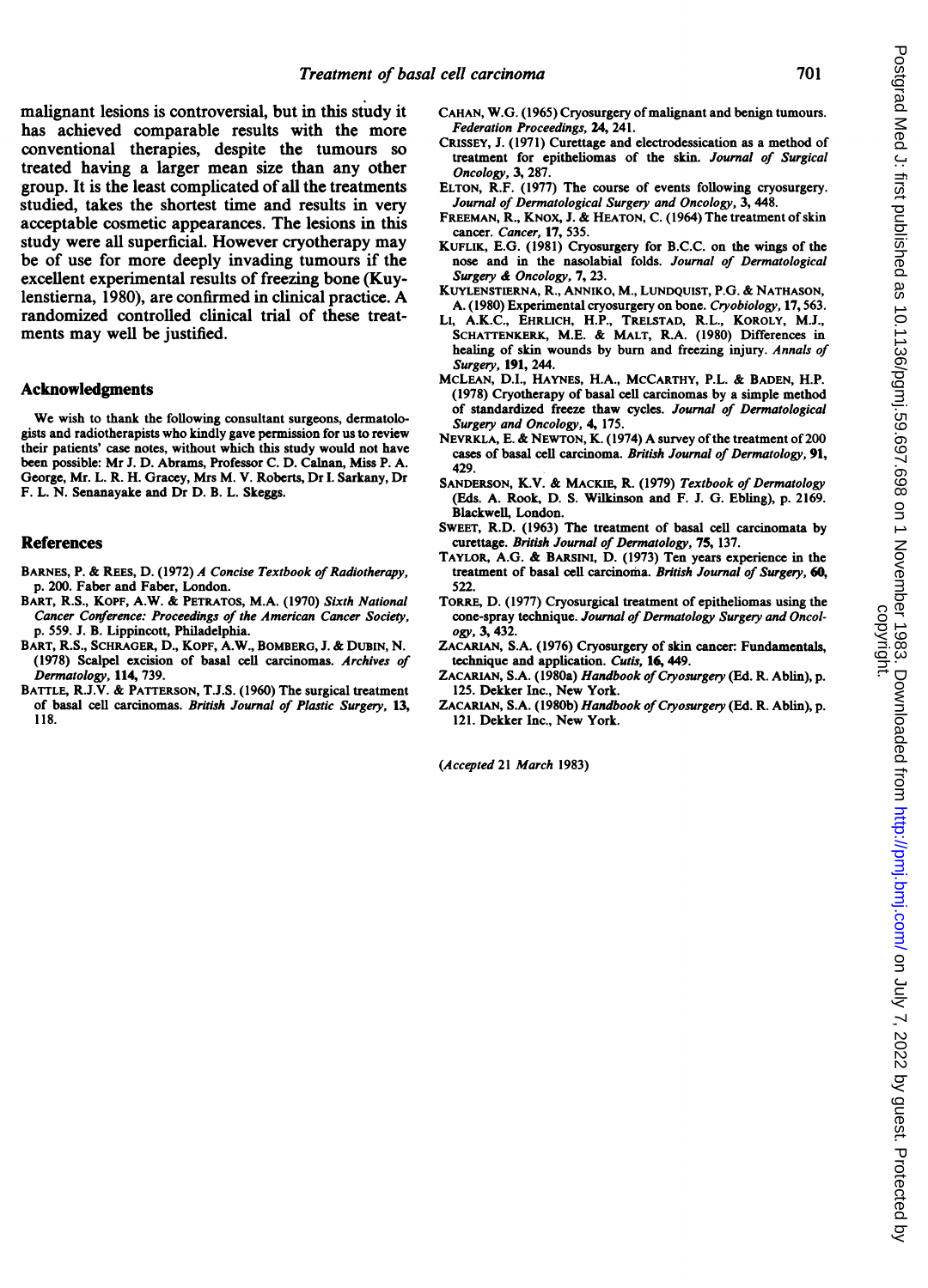malignant lesions is controversial, but in this study it has achieved comparable results with the more conventional therapies, despite the tumours so treated having a larger mean size than any other group. It is the least complicated of all the treatments studied, takes the shortest time and results in very acceptable cosmetic appearances. The lesions in this study were all superficial. However cryotherapy may be of use for more deeply invading tumours if the excellent experimental results of freezing bone (Kuylenstierna, 1980), are confirmed in clinical practice. A randomized controlled clinical trial of these treatments may well be justified.

## Acknowledgments

We wish to thank the following consultant surgeons, dermatologists and radiotherapists who kindly gave permission for us to review their patients' case notes, without which this study would not have been possible: Mr J. D. Abrams, Professor C. D. Calnan, Miss P. A. George, Mr. L. R. H. Gracey, Mrs M. V. Roberts, Dr I. Sarkany, Dr F. L. N. Senanayake and Dr D. B. L. Skeggs.

## References

BARNES, P. & REES, D. (1972) *A Concise Textbook of Radiotherapy*, p. 200. Faber and Faber, London.

BART, R.S., KOPF, A.W. & PETRATOS, M.A. (1970) *Sixth National Cancer Conference: Proceedings of the American Cancer Society*, p. 559. J. B. Lippincott, Philadelphia.

BART, R.S., SCHRAGER, D., KOPF, A.W., BOMBERG, J. & DUBIN, N. (1978) Scalpel excision of basal cell carcinomas. *Archives of Dermatology*, **114**, 739.

BATTLE, R.J.V. & PATTERSON, T.J.S. (1960) The surgical treatment of basal cell carcinomas. *British Journal of Plastic Surgery*, **13**, 118.

CAHAN, W.G. (1965) Cryosurgery of malignant and benign tumours. *Federation Proceedings*, **24**, 241.

CRISSEY, J. (1971) Curettage and electrodessication as a method of treatment for epitheliomas of the skin. *Journal of Surgical Oncology*, **3**, 287.

ELTON, R.F. (1977) The course of events following cryosurgery. *Journal of Dermatological Surgery and Oncology*, **3**, 448.

FREEMAN, R., KNOX, J. & HEATON, C. (1964) The treatment of skin cancer. *Cancer*, **17**, 535.

KUFLIK, E.G. (1981) Cryosurgery for B.C.C. on the wings of the nose and in the nasolabial folds. *Journal of Dermatological Surgery & Oncology*, **7**, 23.

KUYLENSTIERNA, R., ANNIKO, M., LUNDQUIST, P.G. & NATHASON, A. (1980) Experimental cryosurgery on bone. *Cryobiology*, **17**, 563.

LI, A.K.C., EHRLICH, H.P., TRELSTAD, R.L., KOROLY, M.J., SCHATTENKERK, M.E. & MALT, R.A. (1980) Differences in healing of skin wounds by burn and freezing injury. *Annals of Surgery*, **191**, 244.

MCLEAN, D.I., HAYNES, H.A., MCCARTHY, P.L. & BADEN, H.P. (1978) Cryotherapy of basal cell carcinomas by a simple method of standardized freeze thaw cycles. *Journal of Dermatological Surgery and Oncology*, **4**, 175.

NEVRKLA, E. & NEWTON, K. (1974) A survey of the treatment of 200 cases of basal cell carcinoma. *British Journal of Dermatology*, **91**, 429.

SANDERSON, K.V. & MACKIE, R. (1979) *Textbook of Dermatology* (Eds. A. Rook, D. S. Wilkinson and F. J. G. Ebling), p. 2169. Blackwell, London.

SWEET, R.D. (1963) The treatment of basal cell carcinomata by curettage. *British Journal of Dermatology*, **75**, 137.

TAYLOR, A.G. & BARSINI, D. (1973) Ten years experience in the treatment of basal cell carcinoma. *British Journal of Surgery*, **60**, 522.

TORRE, D. (1977) Cryosurgical treatment of epitheliomas using the cone-spray technique. *Journal of Dermatology Surgery and Oncology*, **3**, 432.

ZACARIAN, S.A. (1976) Cryosurgery of skin cancer: Fundamentals, technique and application. *Cutis*, **16**, 449.

ZACARIAN, S.A. (1980a) *Handbook of Cryosurgery* (Ed. R. Ablin), p. 125. Dekker Inc., New York.

ZACARIAN, S.A. (1980b) *Handbook of Cryosurgery* (Ed. R. Ablin), p. 121. Dekker Inc., New York.

(*Accepted* 21 *March* 1983)